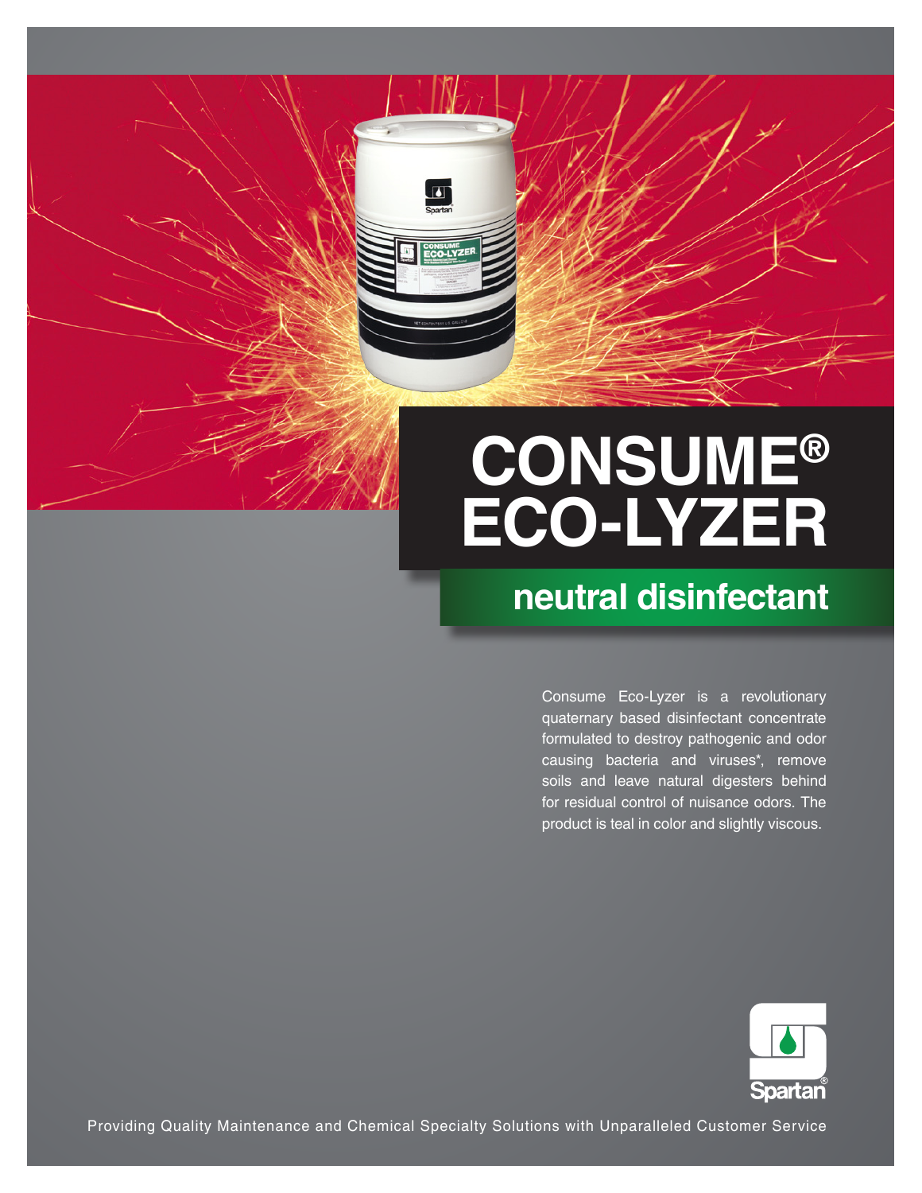# CONSUME® ECO-LYZER

## neutral disinfectant

Consume Eco-Lyzer is a revolutionary quaternary based disinfectant concentrate formulated to destroy pathogenic and odor causing bacteria and viruses*, remove soils and leave natural digesters behind for residual control of nuisance odors. The product is teal in color and slightly viscous.

Spartan®

Providing Quality Maintenance and Chemical Specialty Solutions with Unparalleled Customer Service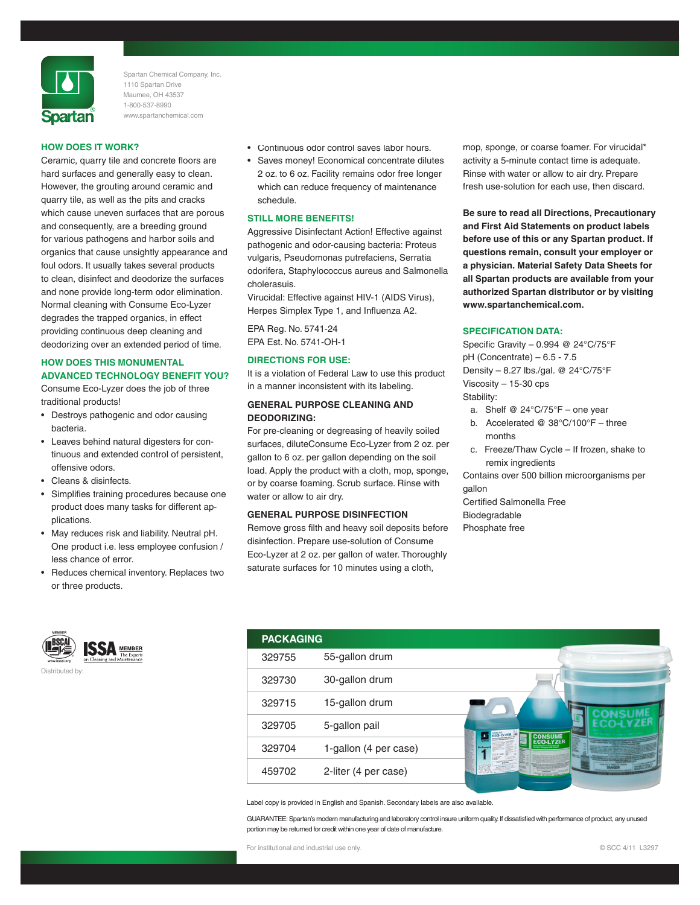Spartan Chemical Company, Inc.
1110 Spartan Drive
Maumee, OH 43537
1-800-537-8990
www.spartanchemical.com

## HOW DOES IT WORK?

Ceramic, quarry tile and concrete floors are hard surfaces and generally easy to clean. However, the grouting around ceramic and quarry tile, as well as the pits and cracks which cause uneven surfaces that are porous and consequently, are a breeding ground for various pathogens and harbor soils and organics that cause unsightly appearance and foul odors. It usually takes several products to clean, disinfect and deodorize the surfaces and none provide long-term odor elimination. Normal cleaning with Consume Eco-Lyzer degrades the trapped organics, in effect providing continuous deep cleaning and deodorizing over an extended period of time.

## HOW DOES THIS MONUMENTAL ADVANCED TECHNOLOGY BENEFIT YOU?

Consume Eco-Lyzer does the job of three traditional products!

- Destroys pathogenic and odor causing bacteria.
- Leaves behind natural digesters for continuous and extended control of persistent, offensive odors.
- Cleans & disinfects.
- Simplifies training procedures because one product does many tasks for different applications.
- May reduces risk and liability. Neutral pH. One product i.e. less employee confusion / less chance of error.
- Reduces chemical inventory. Replaces two or three products.
- Continuous odor control saves labor hours.
- Saves money! Economical concentrate dilutes 2 oz. to 6 oz. Facility remains odor free longer which can reduce frequency of maintenance schedule.

## STILL MORE BENEFITS!

Aggressive Disinfectant Action! Effective against pathogenic and odor-causing bacteria: Proteus vulgaris, Pseudomonas putrefaciens, Serratia odorifera, Staphylococcus aureus and Salmonella cholerasuis.

Virucidal: Effective against HIV-1 (AIDS Virus), Herpes Simplex Type 1, and Influenza A2.

EPA Reg. No. 5741-24
EPA Est. No. 5741-OH-1

## DIRECTIONS FOR USE:

It is a violation of Federal Law to use this product in a manner inconsistent with its labeling.

### GENERAL PURPOSE CLEANING AND DEODORIZING:

For pre-cleaning or degreasing of heavily soiled surfaces, diluteConsume Eco-Lyzer from 2 oz. per gallon to 6 oz. per gallon depending on the soil load. Apply the product with a cloth, mop, sponge, or by coarse foaming. Scrub surface. Rinse with water or allow to air dry.

### GENERAL PURPOSE DISINFECTION

Remove gross filth and heavy soil deposits before disinfection. Prepare use-solution of Consume Eco-Lyzer at 2 oz. per gallon of water. Thoroughly saturate surfaces for 10 minutes using a cloth, mop, sponge, or coarse foamer. For virucidal* activity a 5-minute contact time is adequate. Rinse with water or allow to air dry. Prepare fresh use-solution for each use, then discard.

**Be sure to read all Directions, Precautionary and First Aid Statements on product labels before use of this or any Spartan product. If questions remain, consult your employer or a physician. Material Safety Data Sheets for all Spartan products are available from your authorized Spartan distributor or by visiting www.spartanchemical.com.**

## SPECIFICATION DATA:

Specific Gravity – 0.994 @ 24°C/75°F
pH (Concentrate) – 6.5 - 7.5
Density – 8.27 lbs./gal. @ 24°C/75°F
Viscosity – 15-30 cps
Stability:

a. Shelf @ 24°C/75°F – one year
b. Accelerated @ 38°C/100°F – three months
c. Freeze/Thaw Cycle – If frozen, shake to remix ingredients

Contains over 500 billion microorganisms per gallon
Certified Salmonella Free
Biodegradable
Phosphate free

MEMBER BSCAI www.bscai.org
ISSA MEMBER The Experts on Cleaning and Maintenance

Distributed by:

## PACKAGING

| | |
|---|---|
| 329755 | 55-gallon drum |
| 329730 | 30-gallon drum |
| 329715 | 15-gallon drum |
| 329705 | 5-gallon pail |
| 329704 | 1-gallon (4 per case) |
| 459702 | 2-liter (4 per case) |

Label copy is provided in English and Spanish. Secondary labels are also available.

GUARANTEE: Spartan's modern manufacturing and laboratory control insure uniform quality. If dissatisfied with performance of product, any unused portion may be returned for credit within one year of date of manufacture.

For institutional and industrial use only.

© SCC 4/11 L3297